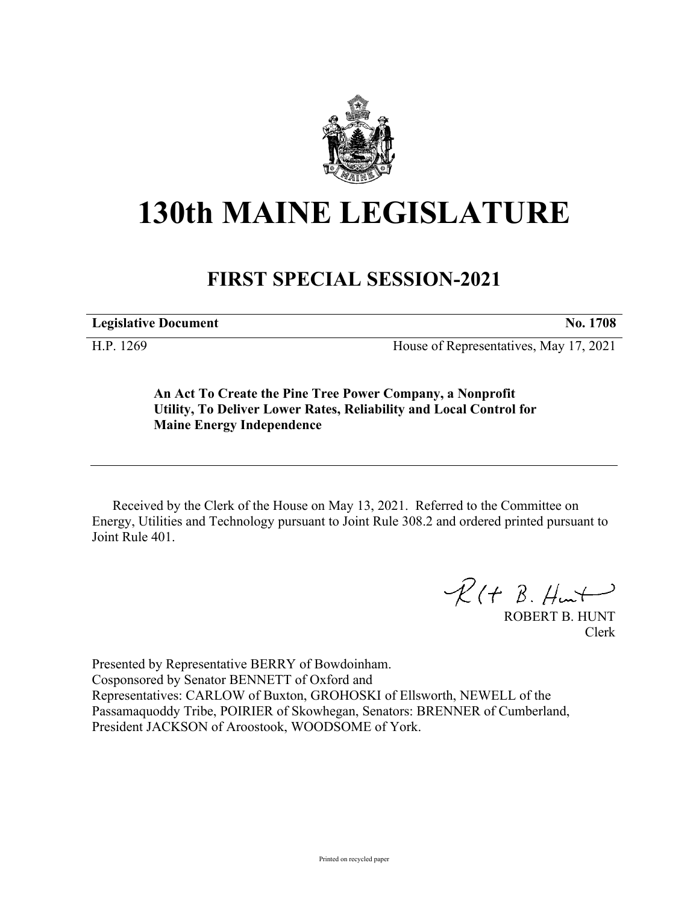# 130th MAINE LEGISLATURE

## FIRST SPECIAL SESSION-2021

| **Legislative Document** | **No. 1708** |
|---|---|
| H.P. 1269 | House of Representatives, May 17, 2021 |

**An Act To Create the Pine Tree Power Company, a Nonprofit Utility, To Deliver Lower Rates, Reliability and Local Control for Maine Energy Independence**

---

Received by the Clerk of the House on May 13, 2021. Referred to the Committee on Energy, Utilities and Technology pursuant to Joint Rule 308.2 and ordered printed pursuant to Joint Rule 401.

ROBERT B. HUNT
Clerk

Presented by Representative BERRY of Bowdoinham.
Cosponsored by Senator BENNETT of Oxford and
Representatives: CARLOW of Buxton, GROHOSKI of Ellsworth, NEWELL of the Passamaquoddy Tribe, POIRIER of Skowhegan, Senators: BRENNER of Cumberland, President JACKSON of Aroostook, WOODSOME of York.

Printed on recycled paper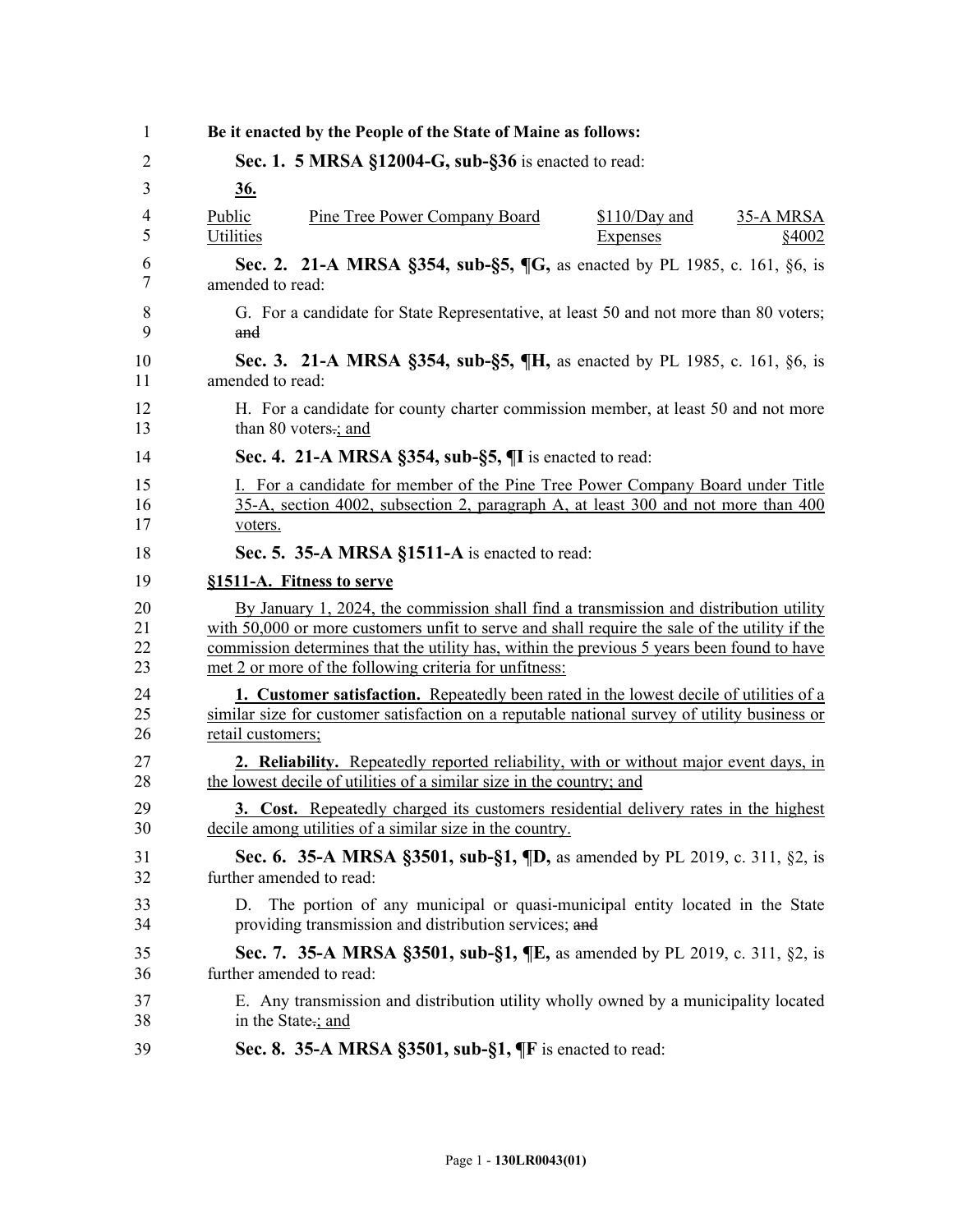**Be it enacted by the People of the State of Maine as follows:**

**Sec. 1. 5 MRSA §12004-G, sub-§36** is enacted to read:

**36.**

| Public Utilities | Pine Tree Power Company Board | $110/Day and Expenses | 35-A MRSA §4002 |
|---|---|---|---|

**Sec. 2. 21-A MRSA §354, sub-§5, ¶G,** as enacted by PL 1985, c. 161, §6, is amended to read:

G. For a candidate for State Representative, at least 50 and not more than 80 voters; ~~and~~

**Sec. 3. 21-A MRSA §354, sub-§5, ¶H,** as enacted by PL 1985, c. 161, §6, is amended to read:

H. For a candidate for county charter commission member, at least 50 and not more than 80 voters~~.~~; and

**Sec. 4. 21-A MRSA §354, sub-§5, ¶I** is enacted to read:

I. For a candidate for member of the Pine Tree Power Company Board under Title 35-A, section 4002, subsection 2, paragraph A, at least 300 and not more than 400 voters.

**Sec. 5. 35-A MRSA §1511-A** is enacted to read:

**§1511-A. Fitness to serve**

By January 1, 2024, the commission shall find a transmission and distribution utility with 50,000 or more customers unfit to serve and shall require the sale of the utility if the commission determines that the utility has, within the previous 5 years been found to have met 2 or more of the following criteria for unfitness:

**1. Customer satisfaction.** Repeatedly been rated in the lowest decile of utilities of a similar size for customer satisfaction on a reputable national survey of utility business or retail customers;

**2. Reliability.** Repeatedly reported reliability, with or without major event days, in the lowest decile of utilities of a similar size in the country; and

**3. Cost.** Repeatedly charged its customers residential delivery rates in the highest decile among utilities of a similar size in the country.

**Sec. 6. 35-A MRSA §3501, sub-§1, ¶D,** as amended by PL 2019, c. 311, §2, is further amended to read:

D. The portion of any municipal or quasi-municipal entity located in the State providing transmission and distribution services; ~~and~~

**Sec. 7. 35-A MRSA §3501, sub-§1, ¶E,** as amended by PL 2019, c. 311, §2, is further amended to read:

E. Any transmission and distribution utility wholly owned by a municipality located in the State~~.~~; and

**Sec. 8. 35-A MRSA §3501, sub-§1, ¶F** is enacted to read: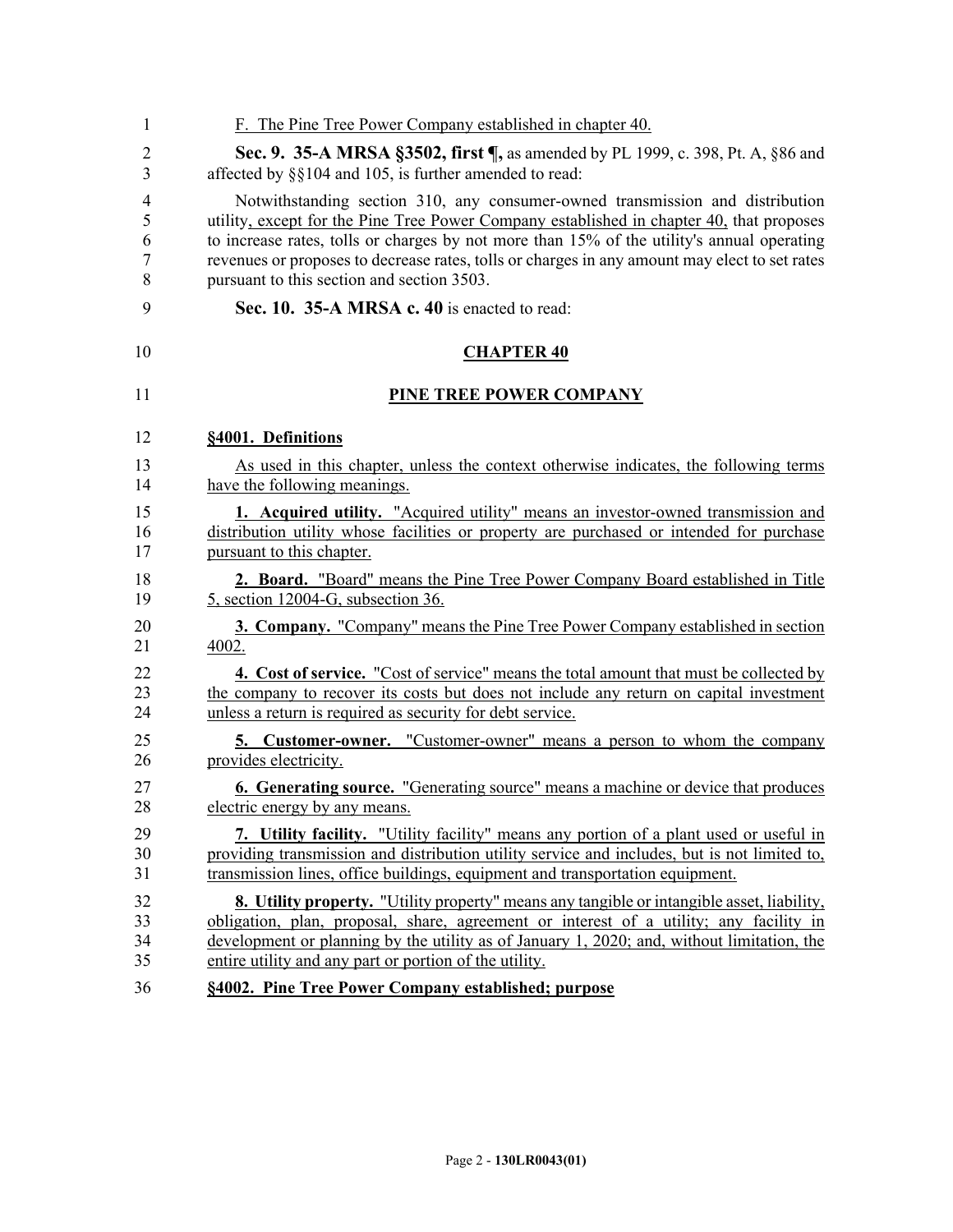F. The Pine Tree Power Company established in chapter 40.

**Sec. 9. 35-A MRSA §3502, first ¶,** as amended by PL 1999, c. 398, Pt. A, §86 and affected by §§104 and 105, is further amended to read:

Notwithstanding section 310, any consumer-owned transmission and distribution utility, except for the Pine Tree Power Company established in chapter 40, that proposes to increase rates, tolls or charges by not more than 15% of the utility's annual operating revenues or proposes to decrease rates, tolls or charges in any amount may elect to set rates pursuant to this section and section 3503.

**Sec. 10. 35-A MRSA c. 40** is enacted to read:

## CHAPTER 40

## PINE TREE POWER COMPANY

### §4001. Definitions

As used in this chapter, unless the context otherwise indicates, the following terms have the following meanings.

**1. Acquired utility.** "Acquired utility" means an investor-owned transmission and distribution utility whose facilities or property are purchased or intended for purchase pursuant to this chapter.

**2. Board.** "Board" means the Pine Tree Power Company Board established in Title 5, section 12004-G, subsection 36.

**3. Company.** "Company" means the Pine Tree Power Company established in section 4002.

**4. Cost of service.** "Cost of service" means the total amount that must be collected by the company to recover its costs but does not include any return on capital investment unless a return is required as security for debt service.

**5. Customer-owner.** "Customer-owner" means a person to whom the company provides electricity.

**6. Generating source.** "Generating source" means a machine or device that produces electric energy by any means.

**7. Utility facility.** "Utility facility" means any portion of a plant used or useful in providing transmission and distribution utility service and includes, but is not limited to, transmission lines, office buildings, equipment and transportation equipment.

**8. Utility property.** "Utility property" means any tangible or intangible asset, liability, obligation, plan, proposal, share, agreement or interest of a utility; any facility in development or planning by the utility as of January 1, 2020; and, without limitation, the entire utility and any part or portion of the utility.

### §4002. Pine Tree Power Company established; purpose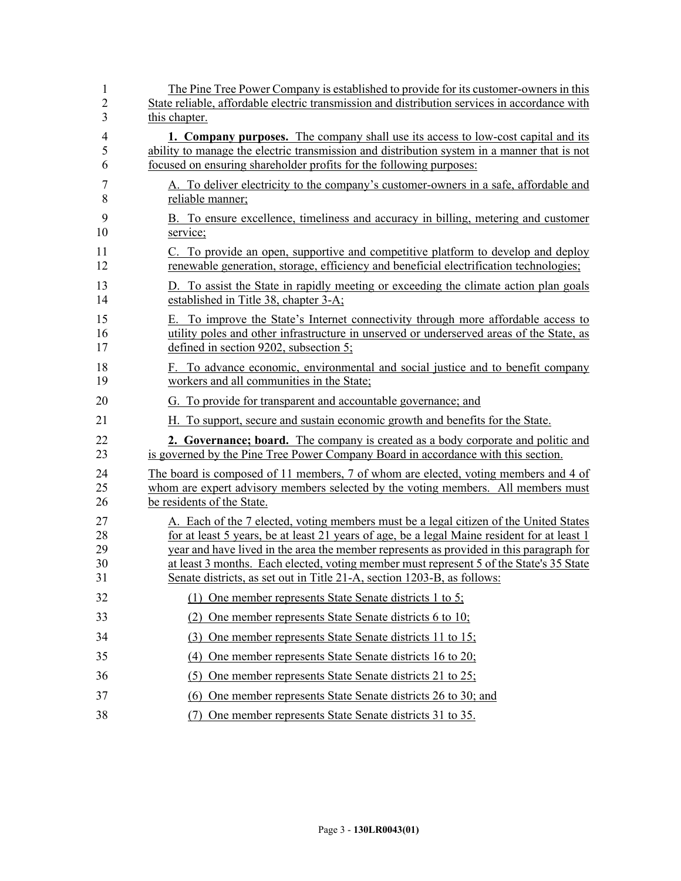The Pine Tree Power Company is established to provide for its customer-owners in this State reliable, affordable electric transmission and distribution services in accordance with this chapter.

**1. Company purposes.** The company shall use its access to low-cost capital and its ability to manage the electric transmission and distribution system in a manner that is not focused on ensuring shareholder profits for the following purposes:

A. To deliver electricity to the company's customer-owners in a safe, affordable and reliable manner;

B. To ensure excellence, timeliness and accuracy in billing, metering and customer service;

C. To provide an open, supportive and competitive platform to develop and deploy renewable generation, storage, efficiency and beneficial electrification technologies;

D. To assist the State in rapidly meeting or exceeding the climate action plan goals established in Title 38, chapter 3-A;

E. To improve the State's Internet connectivity through more affordable access to utility poles and other infrastructure in unserved or underserved areas of the State, as defined in section 9202, subsection 5;

F. To advance economic, environmental and social justice and to benefit company workers and all communities in the State;

G. To provide for transparent and accountable governance; and

H. To support, secure and sustain economic growth and benefits for the State.

**2. Governance; board.** The company is created as a body corporate and politic and is governed by the Pine Tree Power Company Board in accordance with this section.

The board is composed of 11 members, 7 of whom are elected, voting members and 4 of whom are expert advisory members selected by the voting members. All members must be residents of the State.

A. Each of the 7 elected, voting members must be a legal citizen of the United States for at least 5 years, be at least 21 years of age, be a legal Maine resident for at least 1 year and have lived in the area the member represents as provided in this paragraph for at least 3 months. Each elected, voting member must represent 5 of the State's 35 State Senate districts, as set out in Title 21-A, section 1203-B, as follows:

(1) One member represents State Senate districts 1 to 5;

(2) One member represents State Senate districts 6 to 10;

(3) One member represents State Senate districts 11 to 15;

(4) One member represents State Senate districts 16 to 20;

(5) One member represents State Senate districts 21 to 25;

(6) One member represents State Senate districts 26 to 30; and

(7) One member represents State Senate districts 31 to 35.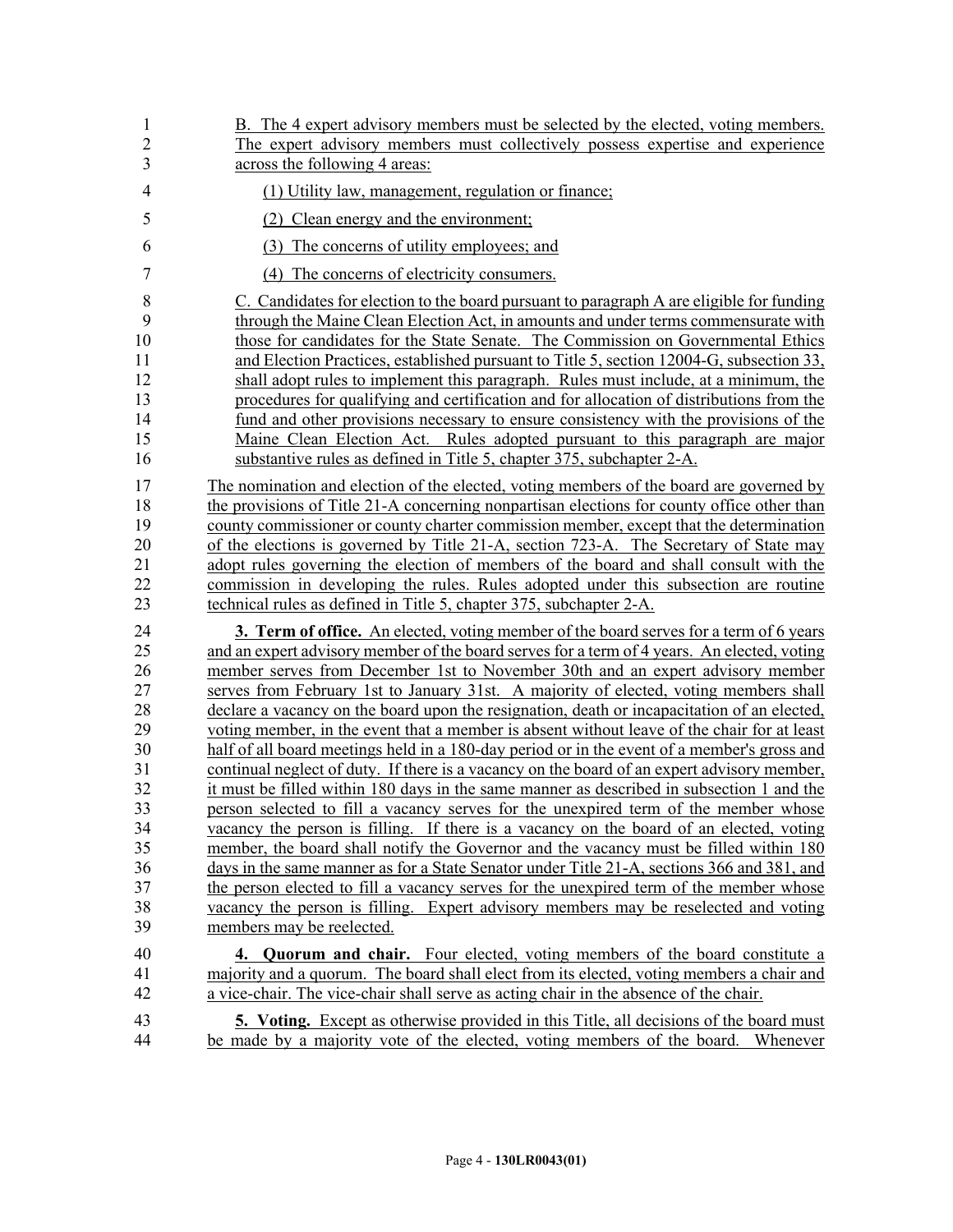B. The 4 expert advisory members must be selected by the elected, voting members. The expert advisory members must collectively possess expertise and experience across the following 4 areas:

(1) Utility law, management, regulation or finance;

(2) Clean energy and the environment;

(3) The concerns of utility employees; and

(4) The concerns of electricity consumers.

C. Candidates for election to the board pursuant to paragraph A are eligible for funding through the Maine Clean Election Act, in amounts and under terms commensurate with those for candidates for the State Senate. The Commission on Governmental Ethics and Election Practices, established pursuant to Title 5, section 12004-G, subsection 33, shall adopt rules to implement this paragraph. Rules must include, at a minimum, the procedures for qualifying and certification and for allocation of distributions from the fund and other provisions necessary to ensure consistency with the provisions of the Maine Clean Election Act. Rules adopted pursuant to this paragraph are major substantive rules as defined in Title 5, chapter 375, subchapter 2-A.

The nomination and election of the elected, voting members of the board are governed by the provisions of Title 21-A concerning nonpartisan elections for county office other than county commissioner or county charter commission member, except that the determination of the elections is governed by Title 21-A, section 723-A. The Secretary of State may adopt rules governing the election of members of the board and shall consult with the commission in developing the rules. Rules adopted under this subsection are routine technical rules as defined in Title 5, chapter 375, subchapter 2-A.

**3. Term of office.** An elected, voting member of the board serves for a term of 6 years and an expert advisory member of the board serves for a term of 4 years. An elected, voting member serves from December 1st to November 30th and an expert advisory member serves from February 1st to January 31st. A majority of elected, voting members shall declare a vacancy on the board upon the resignation, death or incapacitation of an elected, voting member, in the event that a member is absent without leave of the chair for at least half of all board meetings held in a 180-day period or in the event of a member's gross and continual neglect of duty. If there is a vacancy on the board of an expert advisory member, it must be filled within 180 days in the same manner as described in subsection 1 and the person selected to fill a vacancy serves for the unexpired term of the member whose vacancy the person is filling. If there is a vacancy on the board of an elected, voting member, the board shall notify the Governor and the vacancy must be filled within 180 days in the same manner as for a State Senator under Title 21-A, sections 366 and 381, and the person elected to fill a vacancy serves for the unexpired term of the member whose vacancy the person is filling. Expert advisory members may be reselected and voting members may be reelected.

**4. Quorum and chair.** Four elected, voting members of the board constitute a majority and a quorum. The board shall elect from its elected, voting members a chair and a vice-chair. The vice-chair shall serve as acting chair in the absence of the chair.

**5. Voting.** Except as otherwise provided in this Title, all decisions of the board must be made by a majority vote of the elected, voting members of the board. Whenever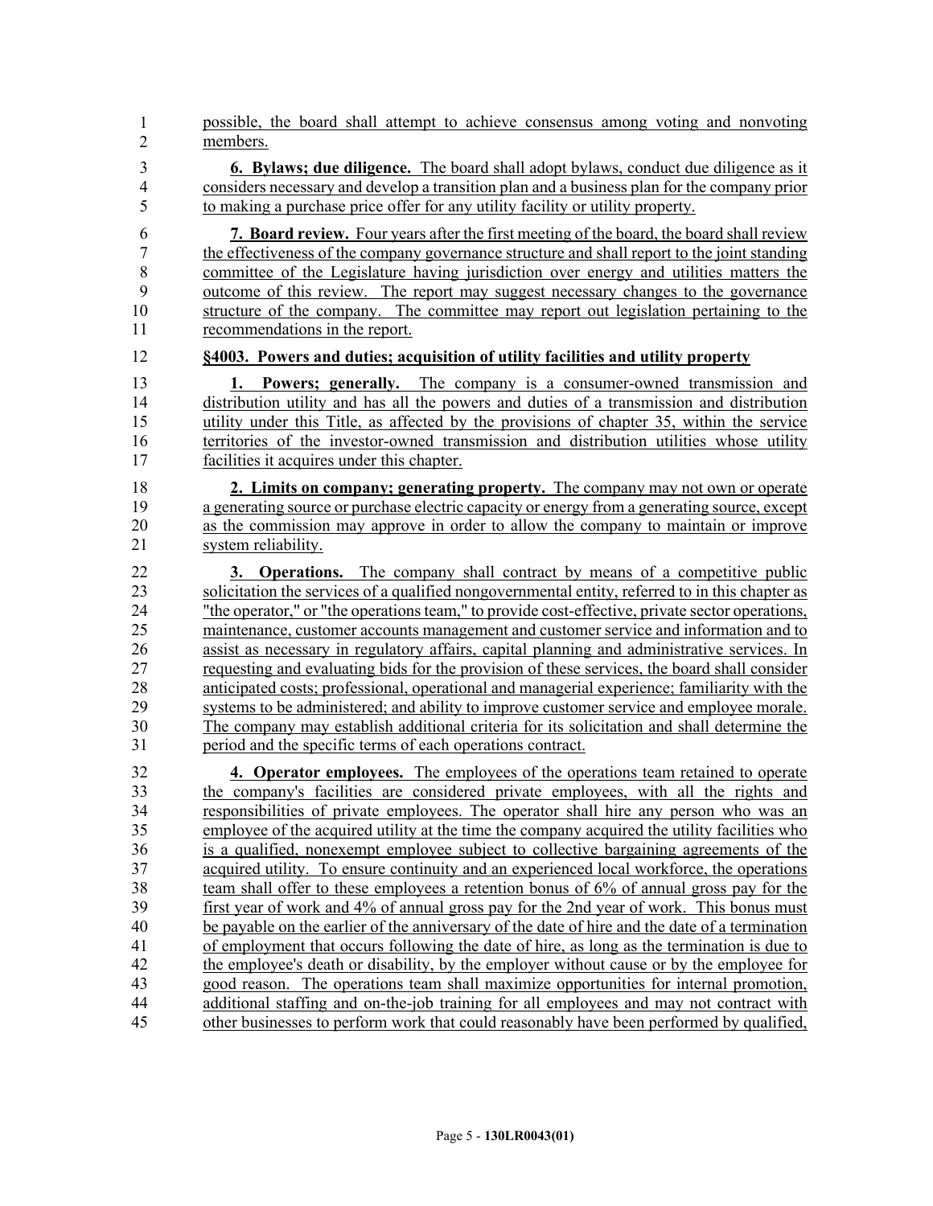possible, the board shall attempt to achieve consensus among voting and nonvoting members.

**6. Bylaws; due diligence.** The board shall adopt bylaws, conduct due diligence as it considers necessary and develop a transition plan and a business plan for the company prior to making a purchase price offer for any utility facility or utility property.

**7. Board review.** Four years after the first meeting of the board, the board shall review the effectiveness of the company governance structure and shall report to the joint standing committee of the Legislature having jurisdiction over energy and utilities matters the outcome of this review. The report may suggest necessary changes to the governance structure of the company. The committee may report out legislation pertaining to the recommendations in the report.

**§4003. Powers and duties; acquisition of utility facilities and utility property**

**1. Powers; generally.** The company is a consumer-owned transmission and distribution utility and has all the powers and duties of a transmission and distribution utility under this Title, as affected by the provisions of chapter 35, within the service territories of the investor-owned transmission and distribution utilities whose utility facilities it acquires under this chapter.

**2. Limits on company; generating property.** The company may not own or operate a generating source or purchase electric capacity or energy from a generating source, except as the commission may approve in order to allow the company to maintain or improve system reliability.

**3. Operations.** The company shall contract by means of a competitive public solicitation the services of a qualified nongovernmental entity, referred to in this chapter as "the operator," or "the operations team," to provide cost-effective, private sector operations, maintenance, customer accounts management and customer service and information and to assist as necessary in regulatory affairs, capital planning and administrative services. In requesting and evaluating bids for the provision of these services, the board shall consider anticipated costs; professional, operational and managerial experience; familiarity with the systems to be administered; and ability to improve customer service and employee morale. The company may establish additional criteria for its solicitation and shall determine the period and the specific terms of each operations contract.

**4. Operator employees.** The employees of the operations team retained to operate the company's facilities are considered private employees, with all the rights and responsibilities of private employees. The operator shall hire any person who was an employee of the acquired utility at the time the company acquired the utility facilities who is a qualified, nonexempt employee subject to collective bargaining agreements of the acquired utility. To ensure continuity and an experienced local workforce, the operations team shall offer to these employees a retention bonus of 6% of annual gross pay for the first year of work and 4% of annual gross pay for the 2nd year of work. This bonus must be payable on the earlier of the anniversary of the date of hire and the date of a termination of employment that occurs following the date of hire, as long as the termination is due to the employee's death or disability, by the employer without cause or by the employee for good reason. The operations team shall maximize opportunities for internal promotion, additional staffing and on-the-job training for all employees and may not contract with other businesses to perform work that could reasonably have been performed by qualified,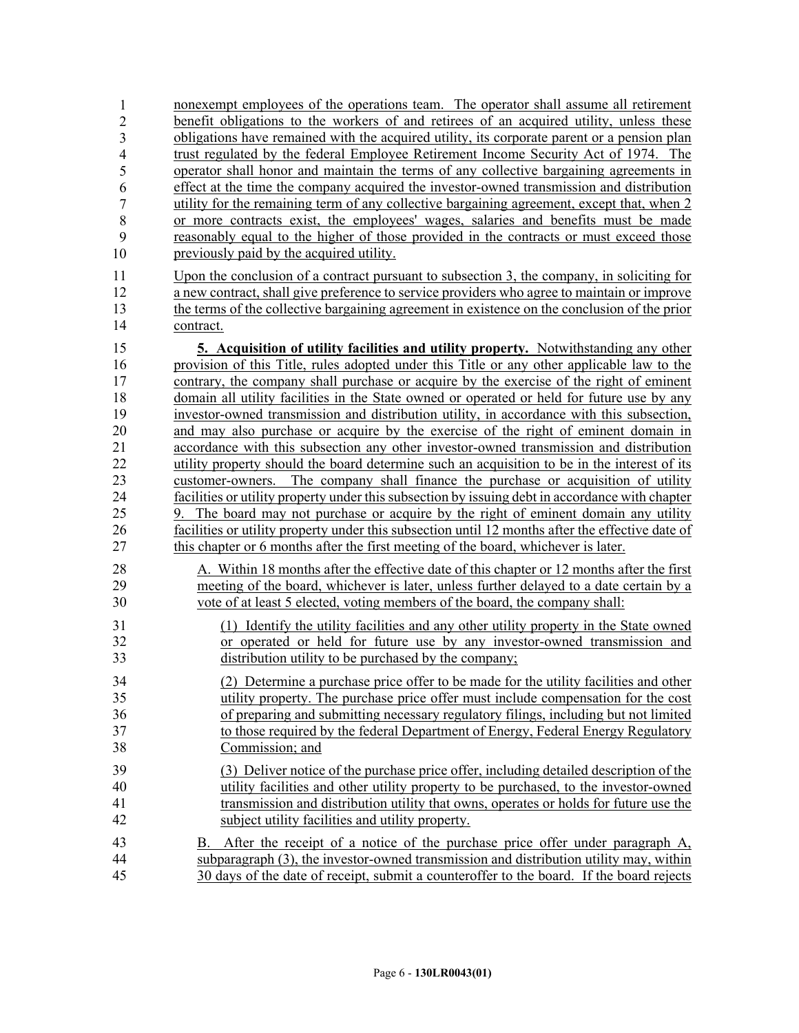nonexempt employees of the operations team. The operator shall assume all retirement benefit obligations to the workers of and retirees of an acquired utility, unless these obligations have remained with the acquired utility, its corporate parent or a pension plan trust regulated by the federal Employee Retirement Income Security Act of 1974. The operator shall honor and maintain the terms of any collective bargaining agreements in effect at the time the company acquired the investor-owned transmission and distribution utility for the remaining term of any collective bargaining agreement, except that, when 2 or more contracts exist, the employees' wages, salaries and benefits must be made reasonably equal to the higher of those provided in the contracts or must exceed those previously paid by the acquired utility.

Upon the conclusion of a contract pursuant to subsection 3, the company, in soliciting for a new contract, shall give preference to service providers who agree to maintain or improve the terms of the collective bargaining agreement in existence on the conclusion of the prior contract.

**5. Acquisition of utility facilities and utility property.** Notwithstanding any other provision of this Title, rules adopted under this Title or any other applicable law to the contrary, the company shall purchase or acquire by the exercise of the right of eminent domain all utility facilities in the State owned or operated or held for future use by any investor-owned transmission and distribution utility, in accordance with this subsection, and may also purchase or acquire by the exercise of the right of eminent domain in accordance with this subsection any other investor-owned transmission and distribution utility property should the board determine such an acquisition to be in the interest of its customer-owners. The company shall finance the purchase or acquisition of utility facilities or utility property under this subsection by issuing debt in accordance with chapter 9. The board may not purchase or acquire by the right of eminent domain any utility facilities or utility property under this subsection until 12 months after the effective date of this chapter or 6 months after the first meeting of the board, whichever is later.

A. Within 18 months after the effective date of this chapter or 12 months after the first meeting of the board, whichever is later, unless further delayed to a date certain by a vote of at least 5 elected, voting members of the board, the company shall:

(1) Identify the utility facilities and any other utility property in the State owned or operated or held for future use by any investor-owned transmission and distribution utility to be purchased by the company;

(2) Determine a purchase price offer to be made for the utility facilities and other utility property. The purchase price offer must include compensation for the cost of preparing and submitting necessary regulatory filings, including but not limited to those required by the federal Department of Energy, Federal Energy Regulatory Commission; and

(3) Deliver notice of the purchase price offer, including detailed description of the utility facilities and other utility property to be purchased, to the investor-owned transmission and distribution utility that owns, operates or holds for future use the subject utility facilities and utility property.

B. After the receipt of a notice of the purchase price offer under paragraph A, subparagraph (3), the investor-owned transmission and distribution utility may, within 30 days of the date of receipt, submit a counteroffer to the board. If the board rejects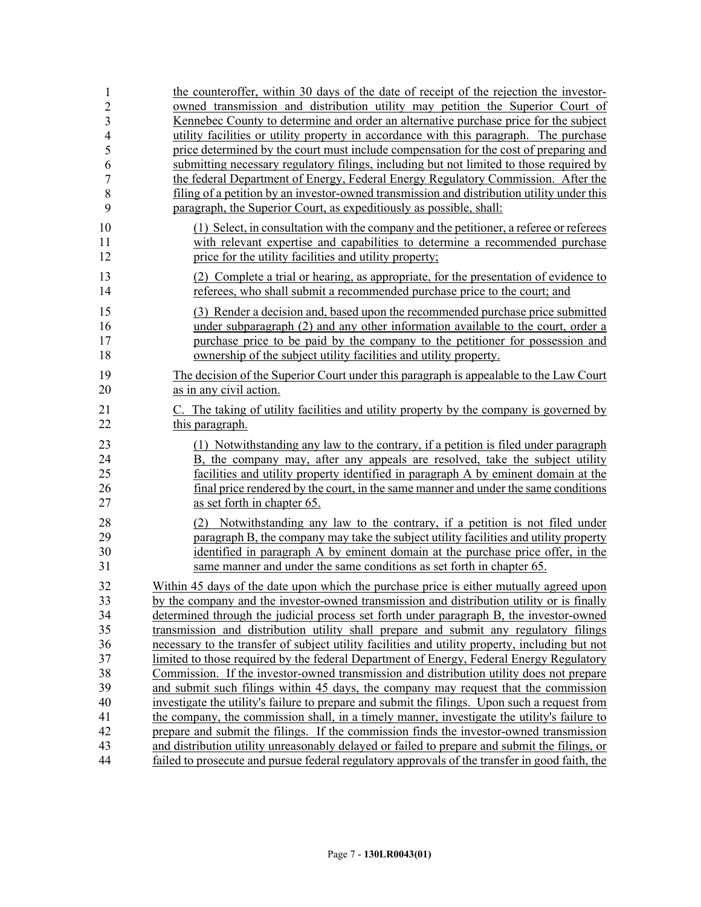the counteroffer, within 30 days of the date of receipt of the rejection the investor-owned transmission and distribution utility may petition the Superior Court of Kennebec County to determine and order an alternative purchase price for the subject utility facilities or utility property in accordance with this paragraph. The purchase price determined by the court must include compensation for the cost of preparing and submitting necessary regulatory filings, including but not limited to those required by the federal Department of Energy, Federal Energy Regulatory Commission. After the filing of a petition by an investor-owned transmission and distribution utility under this paragraph, the Superior Court, as expeditiously as possible, shall:

(1) Select, in consultation with the company and the petitioner, a referee or referees with relevant expertise and capabilities to determine a recommended purchase price for the utility facilities and utility property;

(2) Complete a trial or hearing, as appropriate, for the presentation of evidence to referees, who shall submit a recommended purchase price to the court; and

(3) Render a decision and, based upon the recommended purchase price submitted under subparagraph (2) and any other information available to the court, order a purchase price to be paid by the company to the petitioner for possession and ownership of the subject utility facilities and utility property.

The decision of the Superior Court under this paragraph is appealable to the Law Court as in any civil action.

C. The taking of utility facilities and utility property by the company is governed by this paragraph.

(1) Notwithstanding any law to the contrary, if a petition is filed under paragraph B, the company may, after any appeals are resolved, take the subject utility facilities and utility property identified in paragraph A by eminent domain at the final price rendered by the court, in the same manner and under the same conditions as set forth in chapter 65.

(2) Notwithstanding any law to the contrary, if a petition is not filed under paragraph B, the company may take the subject utility facilities and utility property identified in paragraph A by eminent domain at the purchase price offer, in the same manner and under the same conditions as set forth in chapter 65.

Within 45 days of the date upon which the purchase price is either mutually agreed upon by the company and the investor-owned transmission and distribution utility or is finally determined through the judicial process set forth under paragraph B, the investor-owned transmission and distribution utility shall prepare and submit any regulatory filings necessary to the transfer of subject utility facilities and utility property, including but not limited to those required by the federal Department of Energy, Federal Energy Regulatory Commission. If the investor-owned transmission and distribution utility does not prepare and submit such filings within 45 days, the company may request that the commission investigate the utility's failure to prepare and submit the filings. Upon such a request from the company, the commission shall, in a timely manner, investigate the utility's failure to prepare and submit the filings. If the commission finds the investor-owned transmission and distribution utility unreasonably delayed or failed to prepare and submit the filings, or failed to prosecute and pursue federal regulatory approvals of the transfer in good faith, the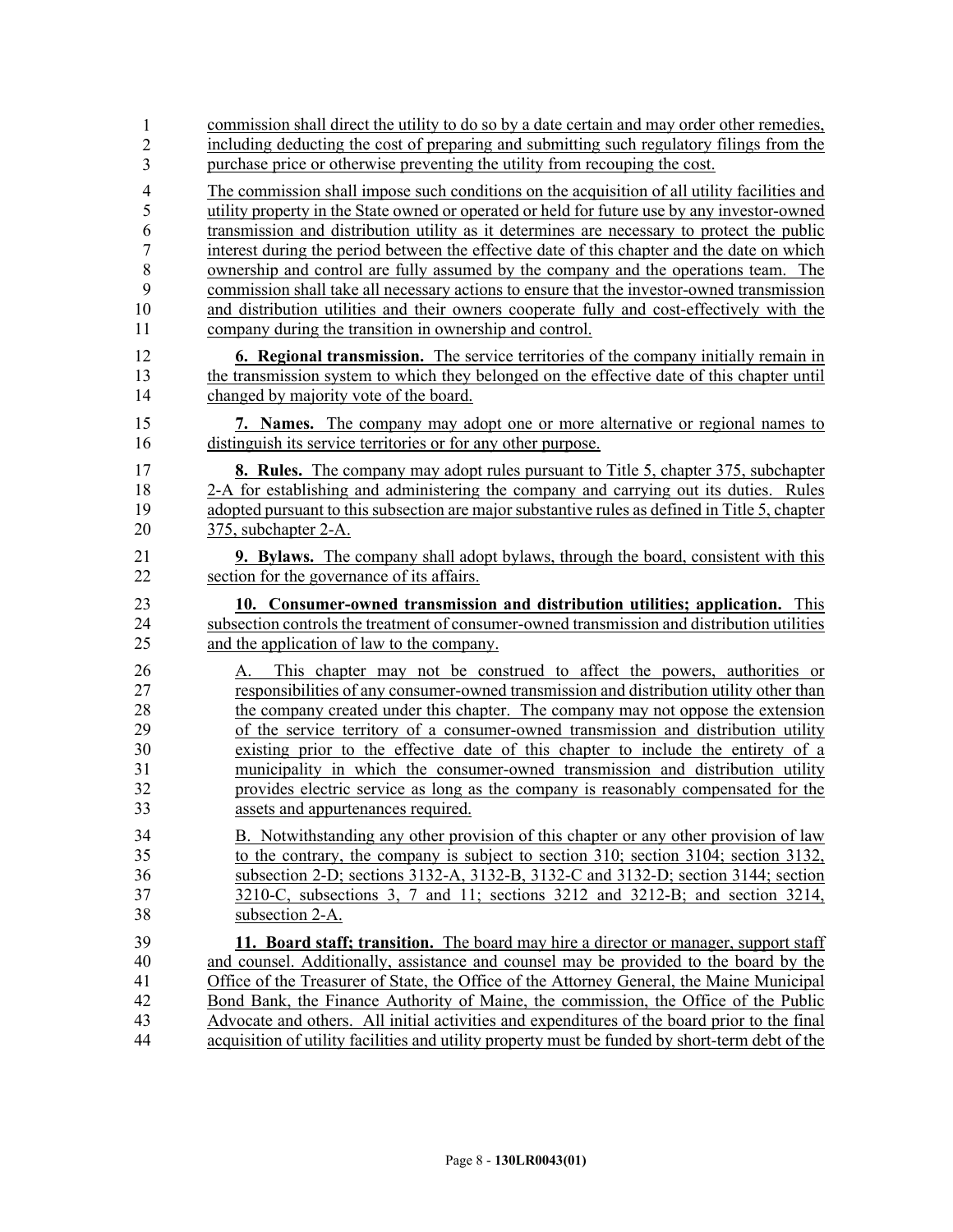commission shall direct the utility to do so by a date certain and may order other remedies, including deducting the cost of preparing and submitting such regulatory filings from the purchase price or otherwise preventing the utility from recouping the cost.

The commission shall impose such conditions on the acquisition of all utility facilities and utility property in the State owned or operated or held for future use by any investor-owned transmission and distribution utility as it determines are necessary to protect the public interest during the period between the effective date of this chapter and the date on which ownership and control are fully assumed by the company and the operations team. The commission shall take all necessary actions to ensure that the investor-owned transmission and distribution utilities and their owners cooperate fully and cost-effectively with the company during the transition in ownership and control.

**6. Regional transmission.** The service territories of the company initially remain in the transmission system to which they belonged on the effective date of this chapter until changed by majority vote of the board.

**7. Names.** The company may adopt one or more alternative or regional names to distinguish its service territories or for any other purpose.

**8. Rules.** The company may adopt rules pursuant to Title 5, chapter 375, subchapter 2-A for establishing and administering the company and carrying out its duties. Rules adopted pursuant to this subsection are major substantive rules as defined in Title 5, chapter 375, subchapter 2-A.

**9. Bylaws.** The company shall adopt bylaws, through the board, consistent with this section for the governance of its affairs.

**10. Consumer-owned transmission and distribution utilities; application.** This subsection controls the treatment of consumer-owned transmission and distribution utilities and the application of law to the company.

A. This chapter may not be construed to affect the powers, authorities or responsibilities of any consumer-owned transmission and distribution utility other than the company created under this chapter. The company may not oppose the extension of the service territory of a consumer-owned transmission and distribution utility existing prior to the effective date of this chapter to include the entirety of a municipality in which the consumer-owned transmission and distribution utility provides electric service as long as the company is reasonably compensated for the assets and appurtenances required.

B. Notwithstanding any other provision of this chapter or any other provision of law to the contrary, the company is subject to section 310; section 3104; section 3132, subsection 2-D; sections 3132-A, 3132-B, 3132-C and 3132-D; section 3144; section 3210-C, subsections 3, 7 and 11; sections 3212 and 3212-B; and section 3214, subsection 2-A.

**11. Board staff; transition.** The board may hire a director or manager, support staff and counsel. Additionally, assistance and counsel may be provided to the board by the Office of the Treasurer of State, the Office of the Attorney General, the Maine Municipal Bond Bank, the Finance Authority of Maine, the commission, the Office of the Public Advocate and others. All initial activities and expenditures of the board prior to the final acquisition of utility facilities and utility property must be funded by short-term debt of the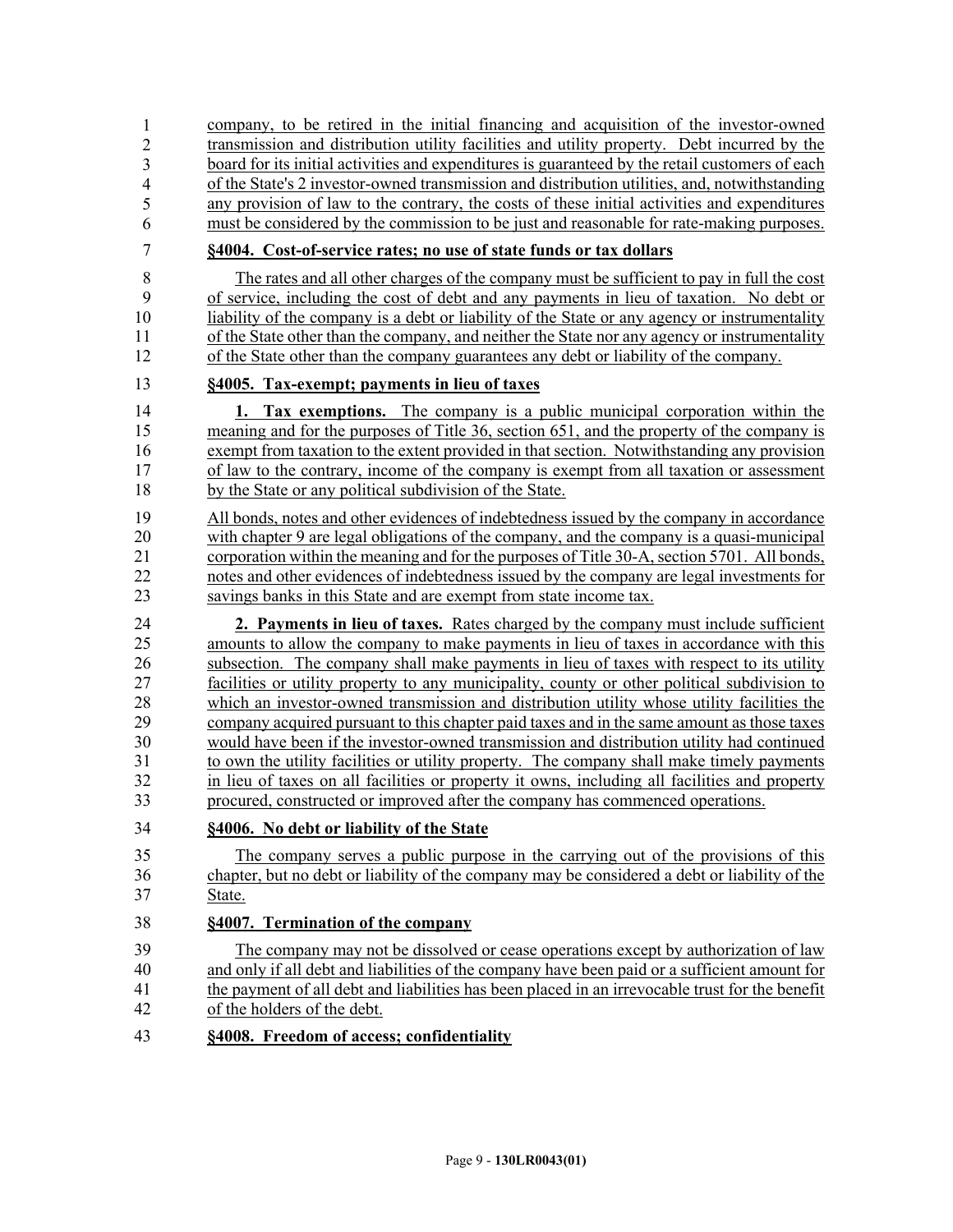company, to be retired in the initial financing and acquisition of the investor-owned transmission and distribution utility facilities and utility property. Debt incurred by the board for its initial activities and expenditures is guaranteed by the retail customers of each of the State's 2 investor-owned transmission and distribution utilities, and, notwithstanding any provision of law to the contrary, the costs of these initial activities and expenditures must be considered by the commission to be just and reasonable for rate-making purposes.

**§4004. Cost-of-service rates; no use of state funds or tax dollars**

The rates and all other charges of the company must be sufficient to pay in full the cost of service, including the cost of debt and any payments in lieu of taxation. No debt or liability of the company is a debt or liability of the State or any agency or instrumentality of the State other than the company, and neither the State nor any agency or instrumentality of the State other than the company guarantees any debt or liability of the company.

**§4005. Tax-exempt; payments in lieu of taxes**

**1. Tax exemptions.** The company is a public municipal corporation within the meaning and for the purposes of Title 36, section 651, and the property of the company is exempt from taxation to the extent provided in that section. Notwithstanding any provision of law to the contrary, income of the company is exempt from all taxation or assessment by the State or any political subdivision of the State.

All bonds, notes and other evidences of indebtedness issued by the company in accordance with chapter 9 are legal obligations of the company, and the company is a quasi-municipal corporation within the meaning and for the purposes of Title 30-A, section 5701. All bonds, notes and other evidences of indebtedness issued by the company are legal investments for savings banks in this State and are exempt from state income tax.

**2. Payments in lieu of taxes.** Rates charged by the company must include sufficient amounts to allow the company to make payments in lieu of taxes in accordance with this subsection. The company shall make payments in lieu of taxes with respect to its utility facilities or utility property to any municipality, county or other political subdivision to which an investor-owned transmission and distribution utility whose utility facilities the company acquired pursuant to this chapter paid taxes and in the same amount as those taxes would have been if the investor-owned transmission and distribution utility had continued to own the utility facilities or utility property. The company shall make timely payments in lieu of taxes on all facilities or property it owns, including all facilities and property procured, constructed or improved after the company has commenced operations.

**§4006. No debt or liability of the State**

The company serves a public purpose in the carrying out of the provisions of this chapter, but no debt or liability of the company may be considered a debt or liability of the State.

**§4007. Termination of the company**

The company may not be dissolved or cease operations except by authorization of law and only if all debt and liabilities of the company have been paid or a sufficient amount for the payment of all debt and liabilities has been placed in an irrevocable trust for the benefit of the holders of the debt.

**§4008. Freedom of access; confidentiality**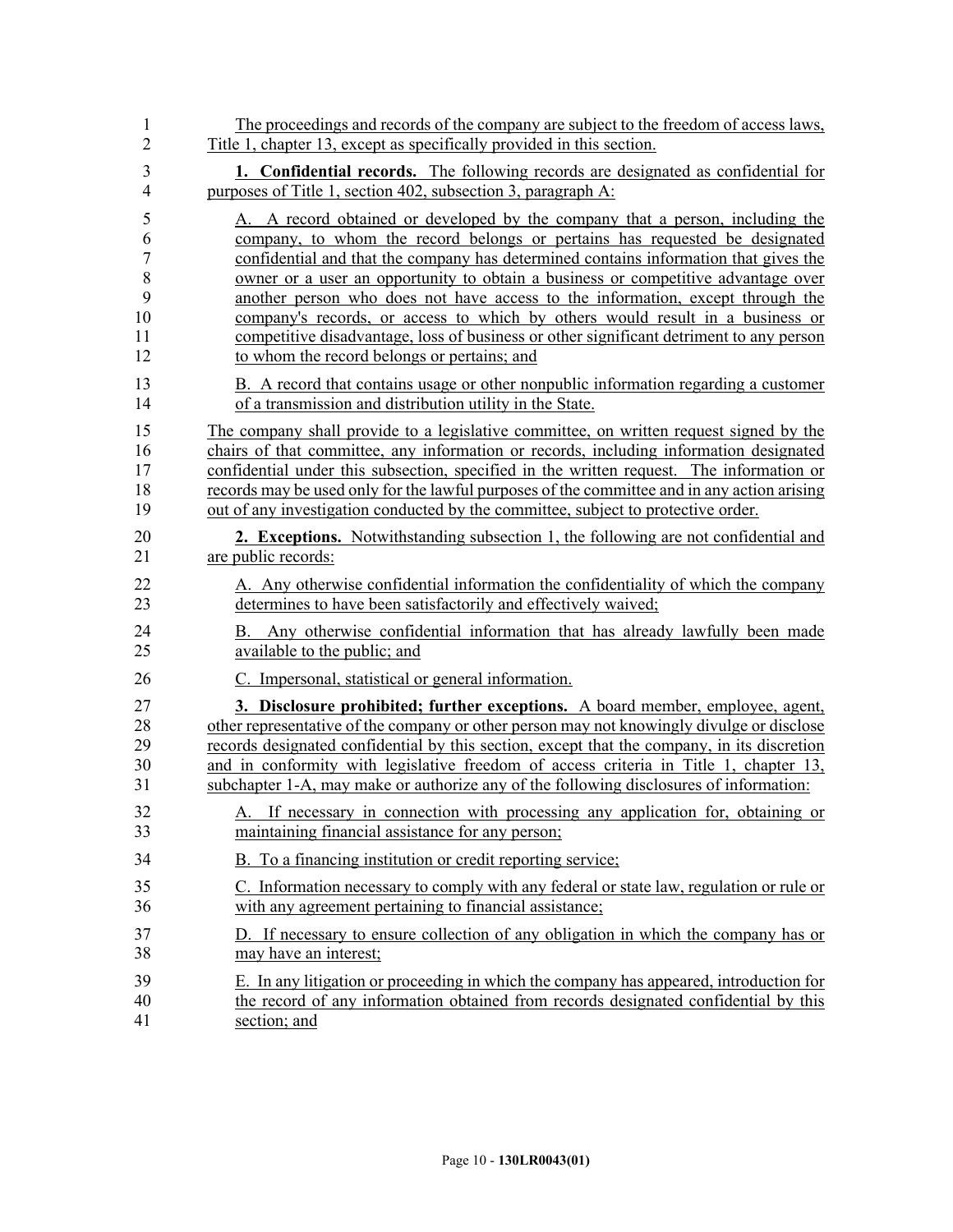The proceedings and records of the company are subject to the freedom of access laws, Title 1, chapter 13, except as specifically provided in this section.

**1. Confidential records.** The following records are designated as confidential for purposes of Title 1, section 402, subsection 3, paragraph A:

A. A record obtained or developed by the company that a person, including the company, to whom the record belongs or pertains has requested be designated confidential and that the company has determined contains information that gives the owner or a user an opportunity to obtain a business or competitive advantage over another person who does not have access to the information, except through the company's records, or access to which by others would result in a business or competitive disadvantage, loss of business or other significant detriment to any person to whom the record belongs or pertains; and

B. A record that contains usage or other nonpublic information regarding a customer of a transmission and distribution utility in the State.

The company shall provide to a legislative committee, on written request signed by the chairs of that committee, any information or records, including information designated confidential under this subsection, specified in the written request. The information or records may be used only for the lawful purposes of the committee and in any action arising out of any investigation conducted by the committee, subject to protective order.

**2. Exceptions.** Notwithstanding subsection 1, the following are not confidential and are public records:

A. Any otherwise confidential information the confidentiality of which the company determines to have been satisfactorily and effectively waived;

B. Any otherwise confidential information that has already lawfully been made available to the public; and

C. Impersonal, statistical or general information.

**3. Disclosure prohibited; further exceptions.** A board member, employee, agent, other representative of the company or other person may not knowingly divulge or disclose records designated confidential by this section, except that the company, in its discretion and in conformity with legislative freedom of access criteria in Title 1, chapter 13, subchapter 1-A, may make or authorize any of the following disclosures of information:

A. If necessary in connection with processing any application for, obtaining or maintaining financial assistance for any person;

B. To a financing institution or credit reporting service;

C. Information necessary to comply with any federal or state law, regulation or rule or with any agreement pertaining to financial assistance;

D. If necessary to ensure collection of any obligation in which the company has or may have an interest;

E. In any litigation or proceeding in which the company has appeared, introduction for the record of any information obtained from records designated confidential by this section; and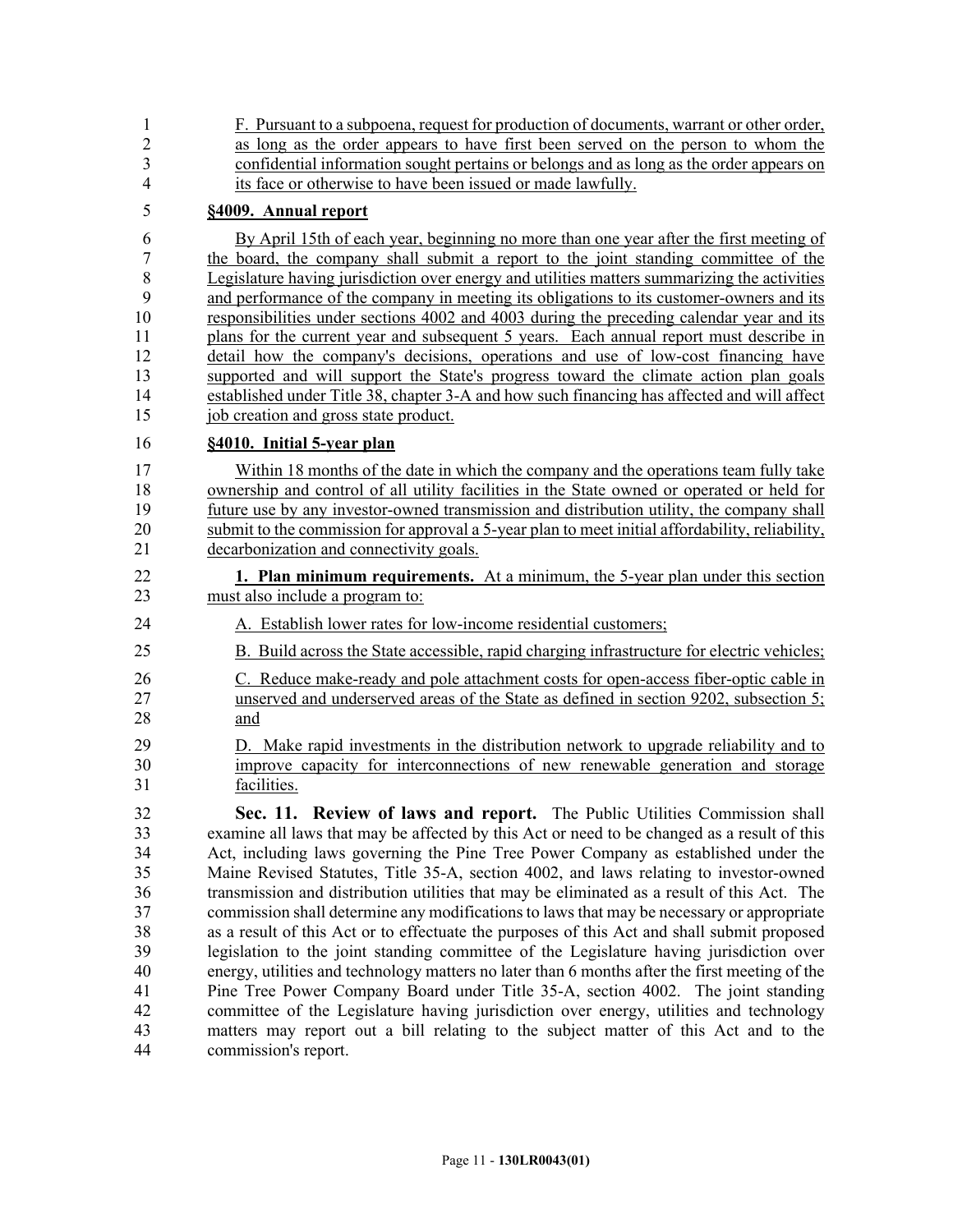F. Pursuant to a subpoena, request for production of documents, warrant or other order, as long as the order appears to have first been served on the person to whom the confidential information sought pertains or belongs and as long as the order appears on its face or otherwise to have been issued or made lawfully.

**§4009. Annual report**

By April 15th of each year, beginning no more than one year after the first meeting of the board, the company shall submit a report to the joint standing committee of the Legislature having jurisdiction over energy and utilities matters summarizing the activities and performance of the company in meeting its obligations to its customer-owners and its responsibilities under sections 4002 and 4003 during the preceding calendar year and its plans for the current year and subsequent 5 years. Each annual report must describe in detail how the company's decisions, operations and use of low-cost financing have supported and will support the State's progress toward the climate action plan goals established under Title 38, chapter 3-A and how such financing has affected and will affect job creation and gross state product.

**§4010. Initial 5-year plan**

Within 18 months of the date in which the company and the operations team fully take ownership and control of all utility facilities in the State owned or operated or held for future use by any investor-owned transmission and distribution utility, the company shall submit to the commission for approval a 5-year plan to meet initial affordability, reliability, decarbonization and connectivity goals.

**1. Plan minimum requirements.** At a minimum, the 5-year plan under this section must also include a program to:

A. Establish lower rates for low-income residential customers;

B. Build across the State accessible, rapid charging infrastructure for electric vehicles;

C. Reduce make-ready and pole attachment costs for open-access fiber-optic cable in unserved and underserved areas of the State as defined in section 9202, subsection 5; and

D. Make rapid investments in the distribution network to upgrade reliability and to improve capacity for interconnections of new renewable generation and storage facilities.

**Sec. 11. Review of laws and report.** The Public Utilities Commission shall examine all laws that may be affected by this Act or need to be changed as a result of this Act, including laws governing the Pine Tree Power Company as established under the Maine Revised Statutes, Title 35-A, section 4002, and laws relating to investor-owned transmission and distribution utilities that may be eliminated as a result of this Act. The commission shall determine any modifications to laws that may be necessary or appropriate as a result of this Act or to effectuate the purposes of this Act and shall submit proposed legislation to the joint standing committee of the Legislature having jurisdiction over energy, utilities and technology matters no later than 6 months after the first meeting of the Pine Tree Power Company Board under Title 35-A, section 4002. The joint standing committee of the Legislature having jurisdiction over energy, utilities and technology matters may report out a bill relating to the subject matter of this Act and to the commission's report.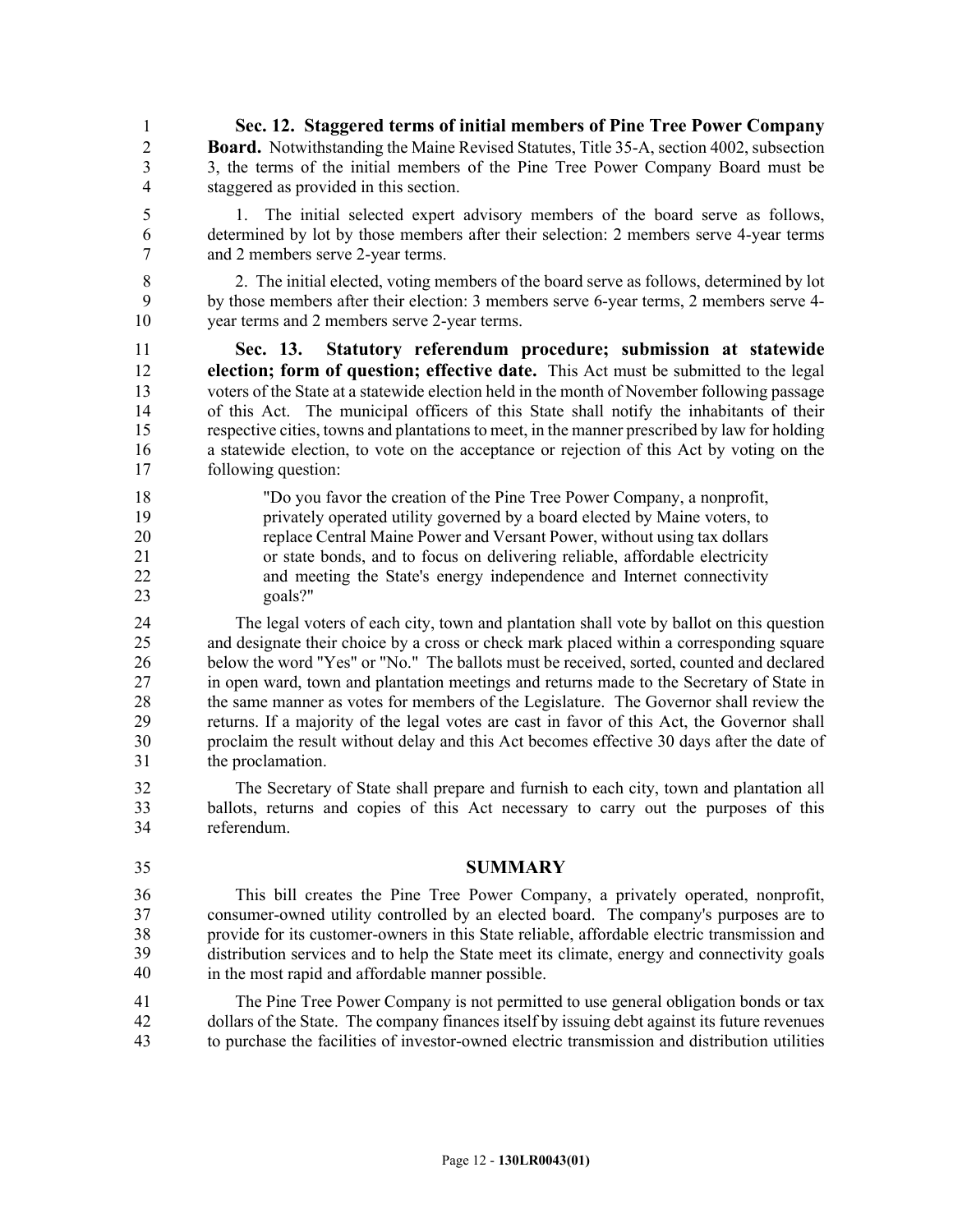**Sec. 12. Staggered terms of initial members of Pine Tree Power Company Board.** Notwithstanding the Maine Revised Statutes, Title 35-A, section 4002, subsection 3, the terms of the initial members of the Pine Tree Power Company Board must be staggered as provided in this section.

1. The initial selected expert advisory members of the board serve as follows, determined by lot by those members after their selection: 2 members serve 4-year terms and 2 members serve 2-year terms.

2. The initial elected, voting members of the board serve as follows, determined by lot by those members after their election: 3 members serve 6-year terms, 2 members serve 4-year terms and 2 members serve 2-year terms.

**Sec. 13. Statutory referendum procedure; submission at statewide election; form of question; effective date.** This Act must be submitted to the legal voters of the State at a statewide election held in the month of November following passage of this Act. The municipal officers of this State shall notify the inhabitants of their respective cities, towns and plantations to meet, in the manner prescribed by law for holding a statewide election, to vote on the acceptance or rejection of this Act by voting on the following question:

> "Do you favor the creation of the Pine Tree Power Company, a nonprofit, privately operated utility governed by a board elected by Maine voters, to replace Central Maine Power and Versant Power, without using tax dollars or state bonds, and to focus on delivering reliable, affordable electricity and meeting the State's energy independence and Internet connectivity goals?"

The legal voters of each city, town and plantation shall vote by ballot on this question and designate their choice by a cross or check mark placed within a corresponding square below the word "Yes" or "No." The ballots must be received, sorted, counted and declared in open ward, town and plantation meetings and returns made to the Secretary of State in the same manner as votes for members of the Legislature. The Governor shall review the returns. If a majority of the legal votes are cast in favor of this Act, the Governor shall proclaim the result without delay and this Act becomes effective 30 days after the date of the proclamation.

The Secretary of State shall prepare and furnish to each city, town and plantation all ballots, returns and copies of this Act necessary to carry out the purposes of this referendum.

## SUMMARY

This bill creates the Pine Tree Power Company, a privately operated, nonprofit, consumer-owned utility controlled by an elected board. The company's purposes are to provide for its customer-owners in this State reliable, affordable electric transmission and distribution services and to help the State meet its climate, energy and connectivity goals in the most rapid and affordable manner possible.

The Pine Tree Power Company is not permitted to use general obligation bonds or tax dollars of the State. The company finances itself by issuing debt against its future revenues to purchase the facilities of investor-owned electric transmission and distribution utilities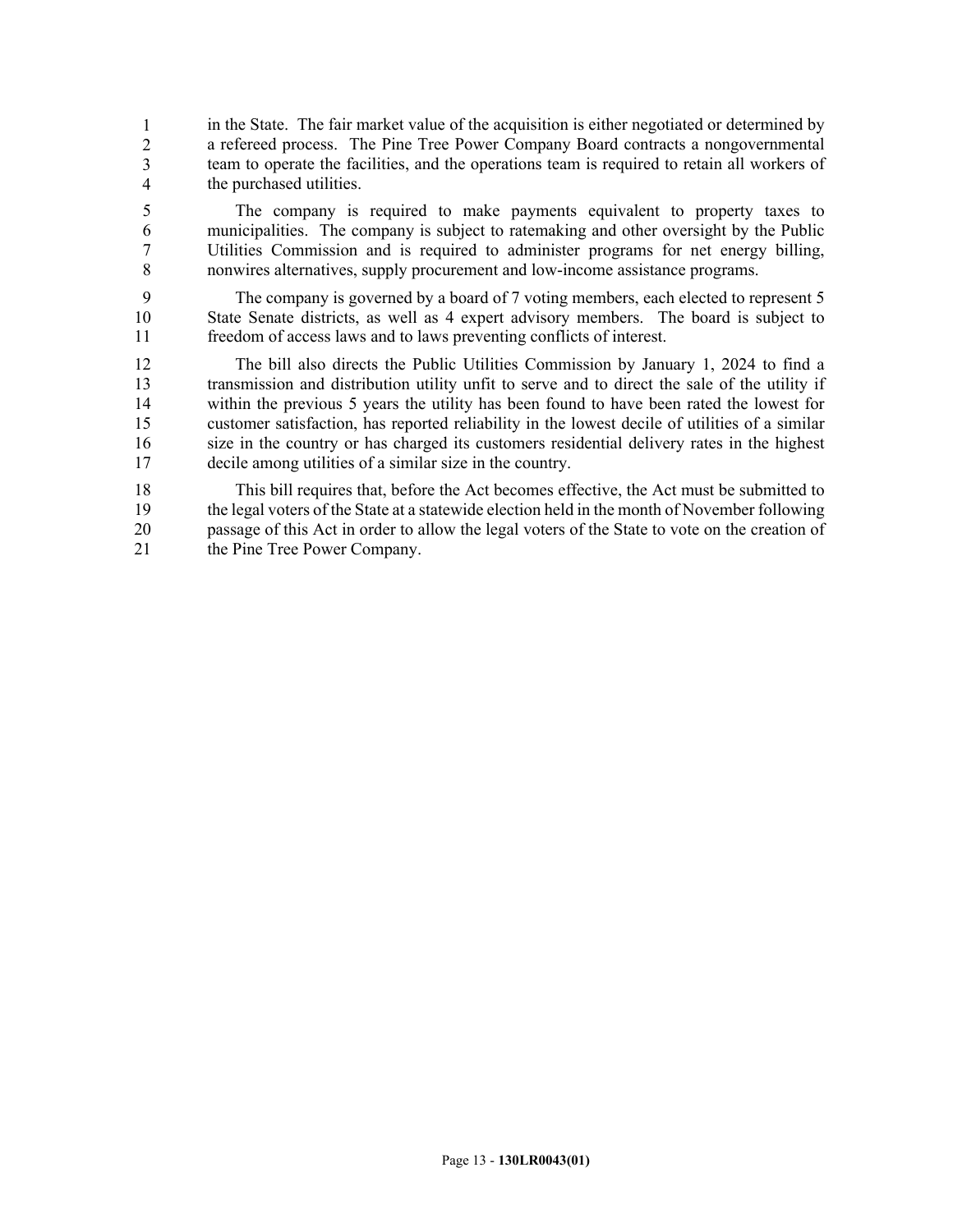in the State. The fair market value of the acquisition is either negotiated or determined by a refereed process. The Pine Tree Power Company Board contracts a nongovernmental team to operate the facilities, and the operations team is required to retain all workers of the purchased utilities.

The company is required to make payments equivalent to property taxes to municipalities. The company is subject to ratemaking and other oversight by the Public Utilities Commission and is required to administer programs for net energy billing, nonwires alternatives, supply procurement and low-income assistance programs.

The company is governed by a board of 7 voting members, each elected to represent 5 State Senate districts, as well as 4 expert advisory members. The board is subject to freedom of access laws and to laws preventing conflicts of interest.

The bill also directs the Public Utilities Commission by January 1, 2024 to find a transmission and distribution utility unfit to serve and to direct the sale of the utility if within the previous 5 years the utility has been found to have been rated the lowest for customer satisfaction, has reported reliability in the lowest decile of utilities of a similar size in the country or has charged its customers residential delivery rates in the highest decile among utilities of a similar size in the country.

This bill requires that, before the Act becomes effective, the Act must be submitted to the legal voters of the State at a statewide election held in the month of November following passage of this Act in order to allow the legal voters of the State to vote on the creation of the Pine Tree Power Company.